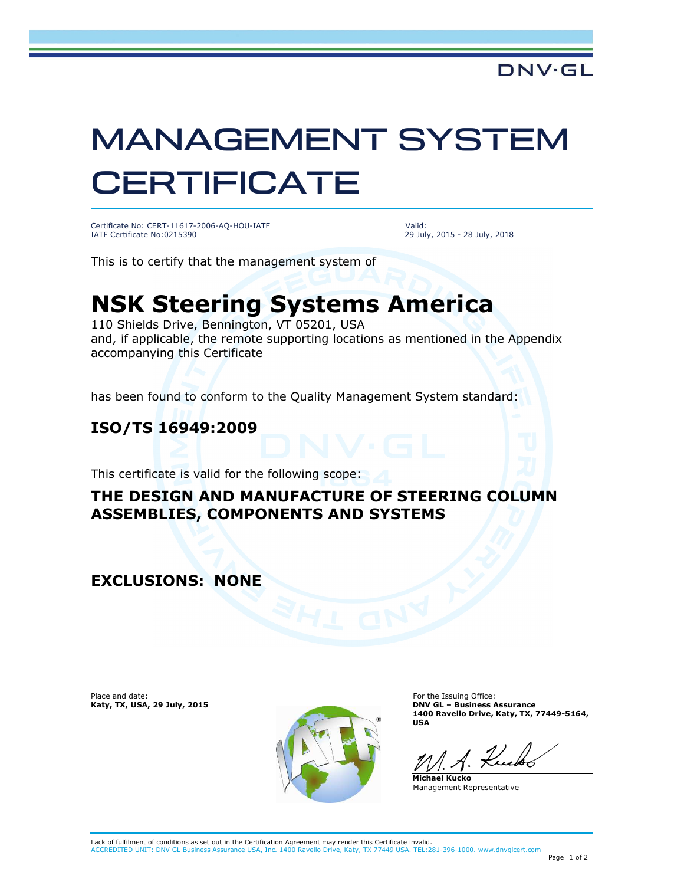DNV·GL

# MANAGEMENT SYSTEM CERTIFICATE

Certificate No: CERT-11617-2006-AQ-HOU-IATF
IATF Certificate No:0215390

Valid:
29 July, 2015 - 28 July, 2018

This is to certify that the management system of

## NSK Steering Systems America

110 Shields Drive, Bennington, VT 05201, USA
and, if applicable, the remote supporting locations as mentioned in the Appendix accompanying this Certificate

has been found to conform to the Quality Management System standard:

### ISO/TS 16949:2009

This certificate is valid for the following scope:

### THE DESIGN AND MANUFACTURE OF STEERING COLUMN ASSEMBLIES, COMPONENTS AND SYSTEMS

### EXCLUSIONS: NONE

Place and date:
**Katy, TX, USA, 29 July, 2015**

For the Issuing Office:
**DNV GL – Business Assurance**
**1400 Ravello Drive, Katy, TX, 77449-5164, USA**

**Michael Kucko**
Management Representative

Lack of fulfilment of conditions as set out in the Certification Agreement may render this Certificate invalid.
ACCREDITED UNIT: DNV GL Business Assurance USA, Inc. 1400 Ravello Drive, Katy, TX 77449 USA. TEL:281-396-1000. www.dnvglcert.com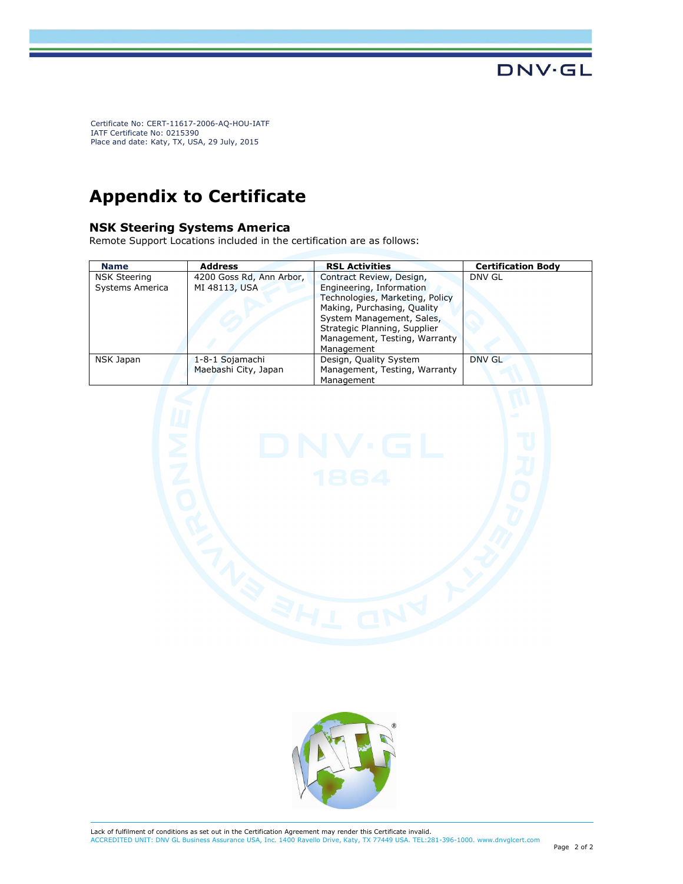Certificate No: CERT-11617-2006-AQ-HOU-IATF
IATF Certificate No: 0215390
Place and date: Katy, TX, USA, 29 July, 2015

# Appendix to Certificate

## NSK Steering Systems America

Remote Support Locations included in the certification are as follows:

| Name | Address | RSL Activities | Certification Body |
|---|---|---|---|
| NSK Steering Systems America | 4200 Goss Rd, Ann Arbor, MI 48113, USA | Contract Review, Design, Engineering, Information Technologies, Marketing, Policy Making, Purchasing, Quality System Management, Sales, Strategic Planning, Supplier Management, Testing, Warranty Management | DNV GL |
| NSK Japan | 1-8-1 Sojamachi Maebashi City, Japan | Design, Quality System Management, Testing, Warranty Management | DNV GL |

Lack of fulfilment of conditions as set out in the Certification Agreement may render this Certificate invalid.
ACCREDITED UNIT: DNV GL Business Assurance USA, Inc. 1400 Ravello Drive, Katy, TX 77449 USA. TEL:281-396-1000. www.dnvglcert.com